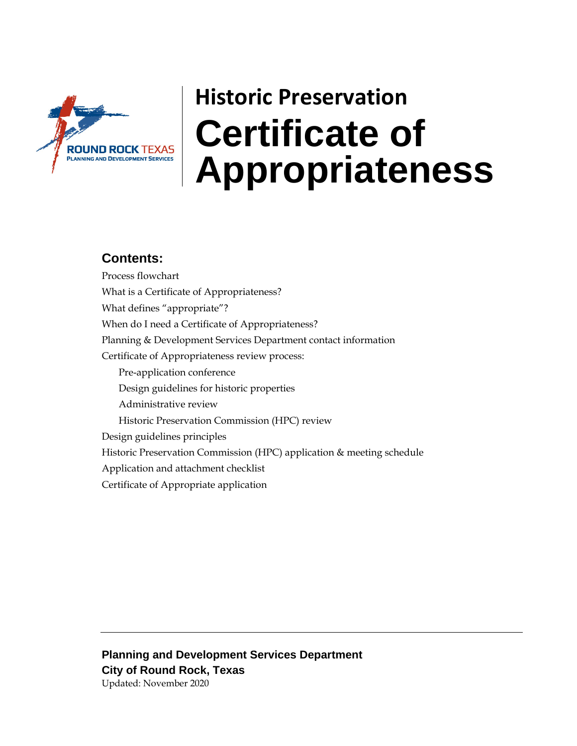# Historic Preservation

# Certificate of Appropriateness

## Contents:

Process flowchart

What is a Certificate of Appropriateness?

What defines "appropriate"?

When do I need a Certificate of Appropriateness?

Planning & Development Services Department contact information

Certificate of Appropriateness review process:

- Pre-application conference
- Design guidelines for historic properties
- Administrative review
- Historic Preservation Commission (HPC) review

Design guidelines principles

Historic Preservation Commission (HPC) application & meeting schedule

Application and attachment checklist

Certificate of Appropriate application

---

**Planning and Development Services Department**

**City of Round Rock, Texas**

Updated: November 2020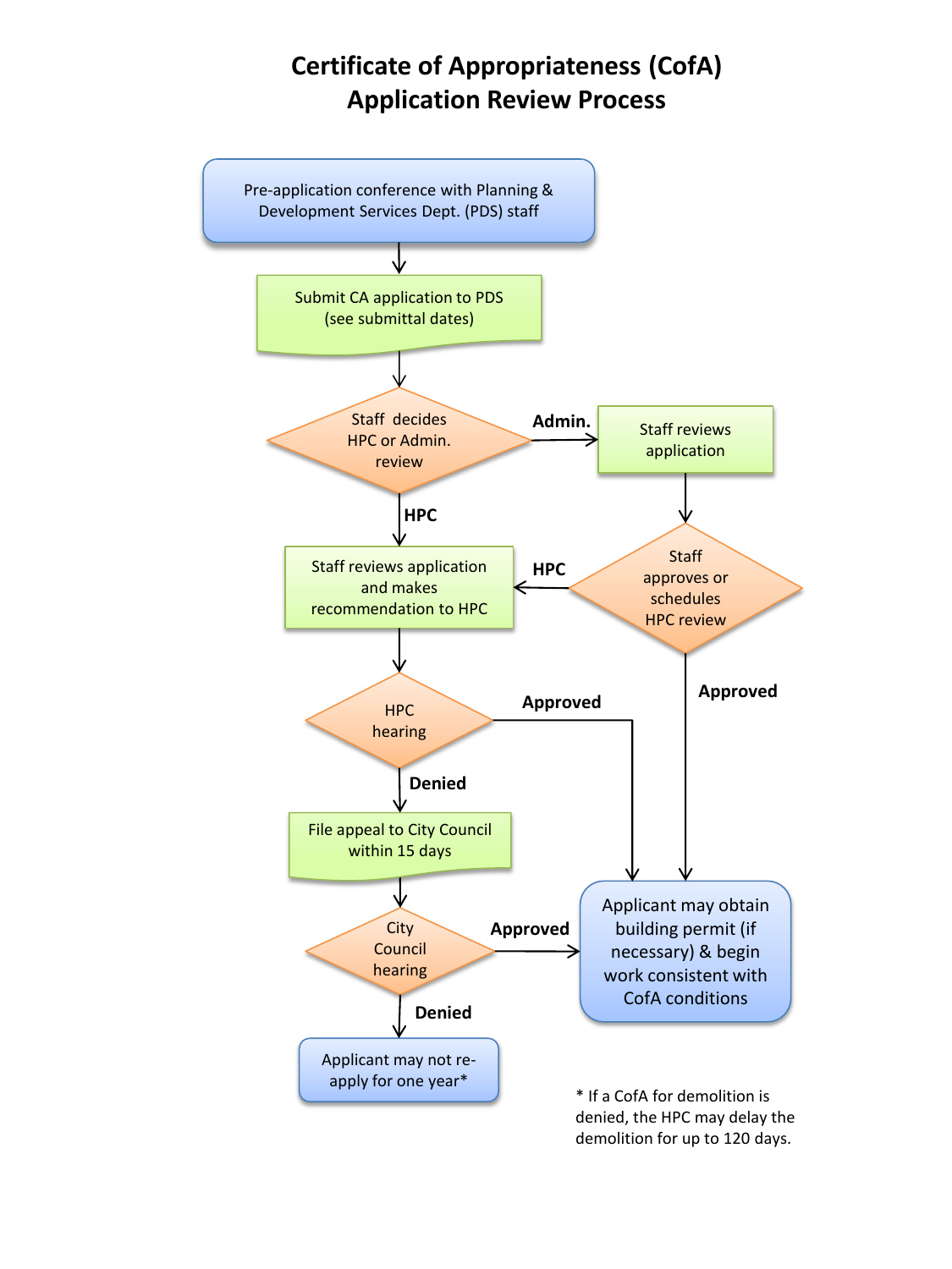# Certificate of Appropriateness (CofA) Application Review Process

Pre-application conference with Planning & Development Services Dept. (PDS) staff

Submit CA application to PDS (see submittal dates)

Staff decides HPC or Admin. review

- **Admin.** → Staff reviews application → Staff approves or schedules HPC review
  - **HPC** → Staff reviews application and makes recommendation to HPC
  - **Approved** → Applicant may obtain building permit (if necessary) & begin work consistent with CofA conditions
- **HPC** → Staff reviews application and makes recommendation to HPC

HPC hearing

- **Approved** → Applicant may obtain building permit (if necessary) & begin work consistent with CofA conditions
- **Denied** → File appeal to City Council within 15 days

City Council hearing

- **Approved** → Applicant may obtain building permit (if necessary) & begin work consistent with CofA conditions
- **Denied** → Applicant may not re-apply for one year*

\* If a CofA for demolition is denied, the HPC may delay the demolition for up to 120 days.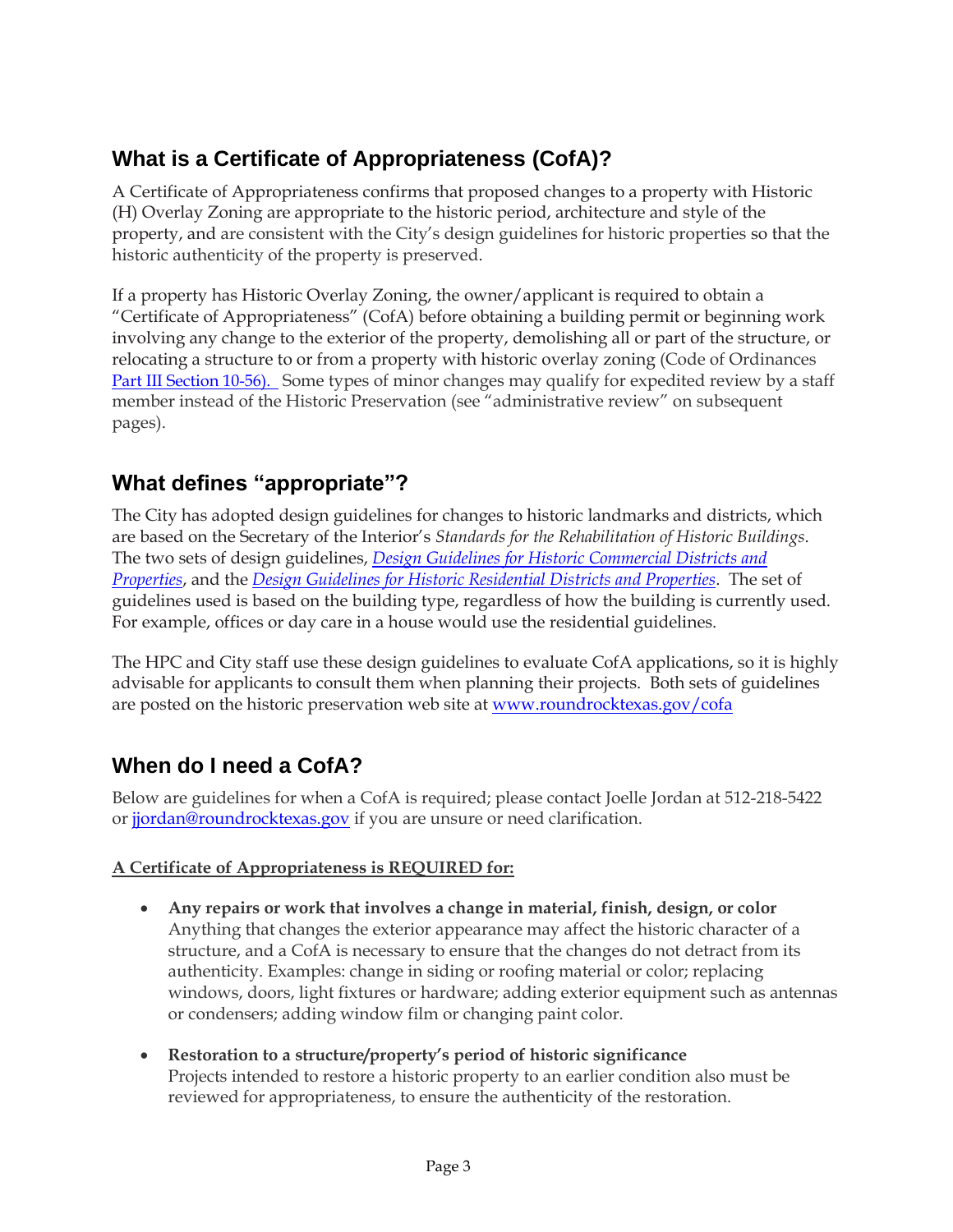## What is a Certificate of Appropriateness (CofA)?

A Certificate of Appropriateness confirms that proposed changes to a property with Historic (H) Overlay Zoning are appropriate to the historic period, architecture and style of the property, and are consistent with the City's design guidelines for historic properties so that the historic authenticity of the property is preserved.

If a property has Historic Overlay Zoning, the owner/applicant is required to obtain a "Certificate of Appropriateness" (CofA) before obtaining a building permit or beginning work involving any change to the exterior of the property, demolishing all or part of the structure, or relocating a structure to or from a property with historic overlay zoning (Code of Ordinances Part III Section 10-56). Some types of minor changes may qualify for expedited review by a staff member instead of the Historic Preservation (see "administrative review" on subsequent pages).

## What defines "appropriate"?

The City has adopted design guidelines for changes to historic landmarks and districts, which are based on the Secretary of the Interior's *Standards for the Rehabilitation of Historic Buildings*. The two sets of design guidelines, *Design Guidelines for Historic Commercial Districts and Properties*, and the *Design Guidelines for Historic Residential Districts and Properties*. The set of guidelines used is based on the building type, regardless of how the building is currently used. For example, offices or day care in a house would use the residential guidelines.

The HPC and City staff use these design guidelines to evaluate CofA applications, so it is highly advisable for applicants to consult them when planning their projects. Both sets of guidelines are posted on the historic preservation web site at www.roundrocktexas.gov/cofa

## When do I need a CofA?

Below are guidelines for when a CofA is required; please contact Joelle Jordan at 512-218-5422 or jjordan@roundrocktexas.gov if you are unsure or need clarification.

**A Certificate of Appropriateness is REQUIRED for:**

- **Any repairs or work that involves a change in material, finish, design, or color**
  Anything that changes the exterior appearance may affect the historic character of a structure, and a CofA is necessary to ensure that the changes do not detract from its authenticity. Examples: change in siding or roofing material or color; replacing windows, doors, light fixtures or hardware; adding exterior equipment such as antennas or condensers; adding window film or changing paint color.

- **Restoration to a structure/property's period of historic significance**
  Projects intended to restore a historic property to an earlier condition also must be reviewed for appropriateness, to ensure the authenticity of the restoration.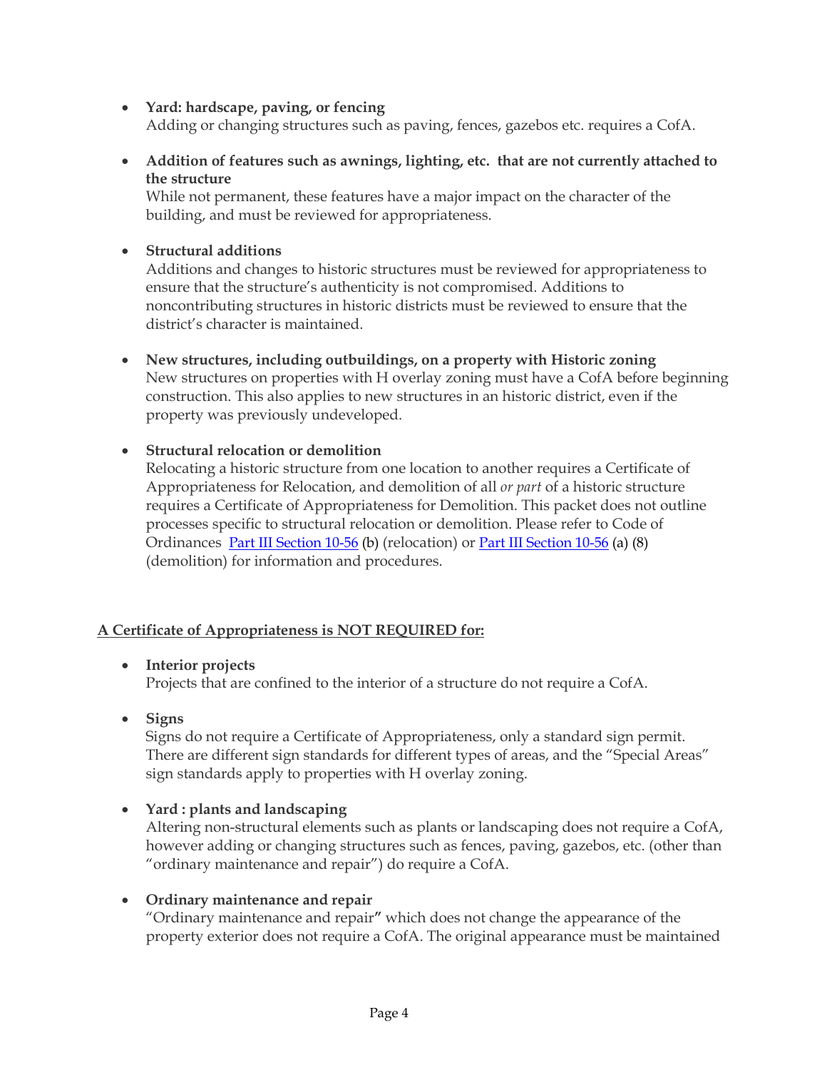- **Yard: hardscape, paving, or fencing**
  Adding or changing structures such as paving, fences, gazebos etc. requires a CofA.

- **Addition of features such as awnings, lighting, etc. that are not currently attached to the structure**
  While not permanent, these features have a major impact on the character of the building, and must be reviewed for appropriateness.

- **Structural additions**
  Additions and changes to historic structures must be reviewed for appropriateness to ensure that the structure's authenticity is not compromised. Additions to noncontributing structures in historic districts must be reviewed to ensure that the district's character is maintained.

- **New structures, including outbuildings, on a property with Historic zoning**
  New structures on properties with H overlay zoning must have a CofA before beginning construction. This also applies to new structures in an historic district, even if the property was previously undeveloped.

- **Structural relocation or demolition**
  Relocating a historic structure from one location to another requires a Certificate of Appropriateness for Relocation, and demolition of all *or part* of a historic structure requires a Certificate of Appropriateness for Demolition. This packet does not outline processes specific to structural relocation or demolition. Please refer to Code of Ordinances Part III Section 10-56 (b) (relocation) or Part III Section 10-56 (a) (8) (demolition) for information and procedures.

## A Certificate of Appropriateness is NOT REQUIRED for:

- **Interior projects**
  Projects that are confined to the interior of a structure do not require a CofA.

- **Signs**
  Signs do not require a Certificate of Appropriateness, only a standard sign permit. There are different sign standards for different types of areas, and the "Special Areas" sign standards apply to properties with H overlay zoning.

- **Yard : plants and landscaping**
  Altering non-structural elements such as plants or landscaping does not require a CofA, however adding or changing structures such as fences, paving, gazebos, etc. (other than "ordinary maintenance and repair") do require a CofA.

- **Ordinary maintenance and repair**
  "Ordinary maintenance and repair**"** which does not change the appearance of the property exterior does not require a CofA. The original appearance must be maintained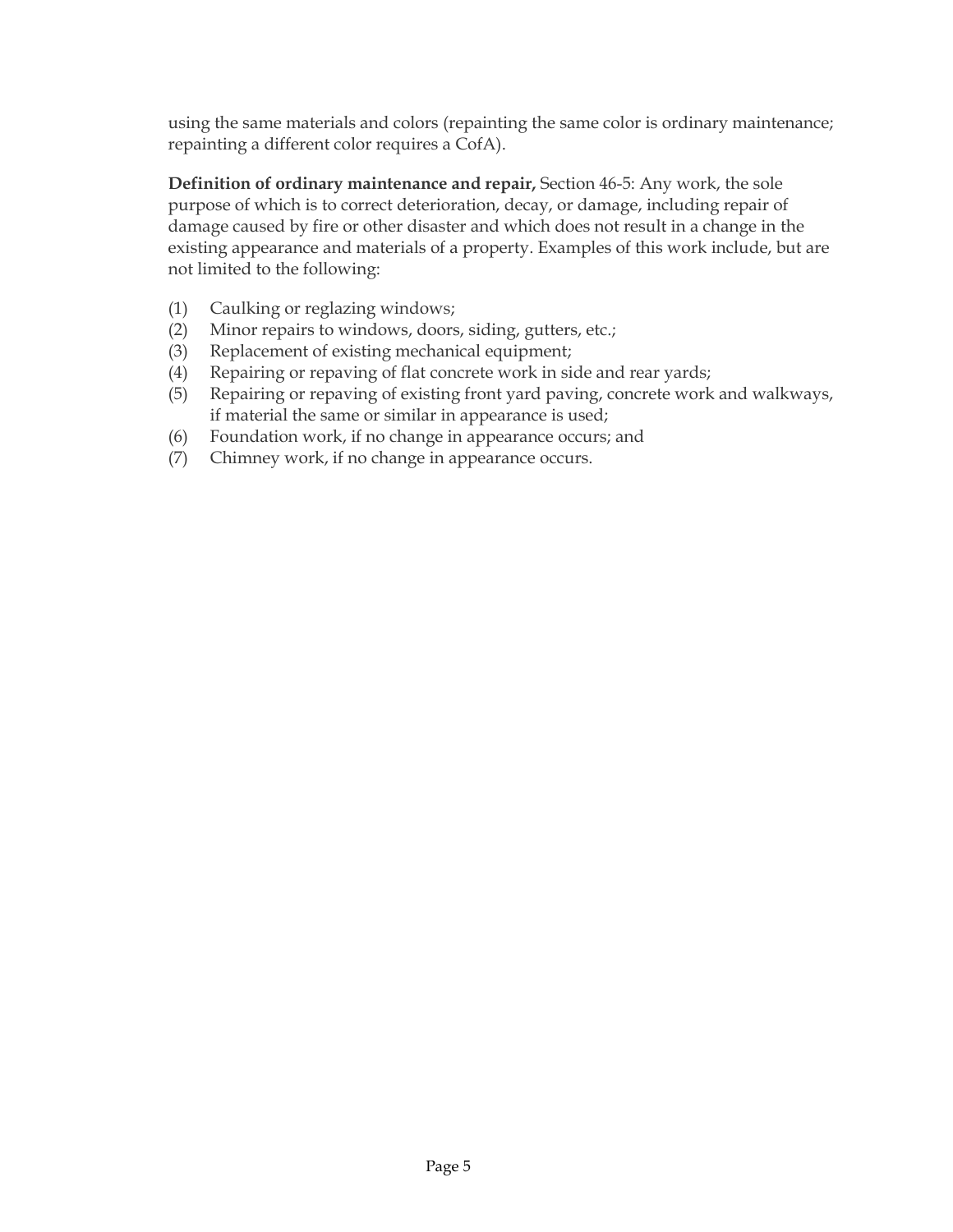using the same materials and colors (repainting the same color is ordinary maintenance; repainting a different color requires a CofA).

**Definition of ordinary maintenance and repair,** Section 46-5: Any work, the sole purpose of which is to correct deterioration, decay, or damage, including repair of damage caused by fire or other disaster and which does not result in a change in the existing appearance and materials of a property. Examples of this work include, but are not limited to the following:

(1) Caulking or reglazing windows;
(2) Minor repairs to windows, doors, siding, gutters, etc.;
(3) Replacement of existing mechanical equipment;
(4) Repairing or repaving of flat concrete work in side and rear yards;
(5) Repairing or repaving of existing front yard paving, concrete work and walkways, if material the same or similar in appearance is used;
(6) Foundation work, if no change in appearance occurs; and
(7) Chimney work, if no change in appearance occurs.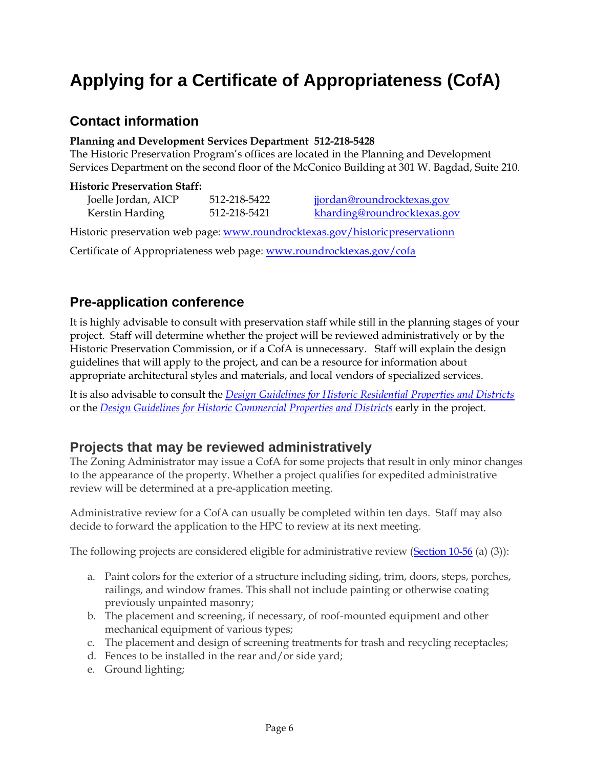# Applying for a Certificate of Appropriateness (CofA)

## Contact information

**Planning and Development Services Department 512-218-5428**
The Historic Preservation Program's offices are located in the Planning and Development Services Department on the second floor of the McConico Building at 301 W. Bagdad, Suite 210.

**Historic Preservation Staff:**

| | | |
|---|---|---|
| Joelle Jordan, AICP | 512-218-5422 | jjordan@roundrocktexas.gov |
| Kerstin Harding | 512-218-5421 | kharding@roundrocktexas.gov |

Historic preservation web page: www.roundrocktexas.gov/historicpreservationn

Certificate of Appropriateness web page: www.roundrocktexas.gov/cofa

## Pre-application conference

It is highly advisable to consult with preservation staff while still in the planning stages of your project. Staff will determine whether the project will be reviewed administratively or by the Historic Preservation Commission, or if a CofA is unnecessary. Staff will explain the design guidelines that will apply to the project, and can be a resource for information about appropriate architectural styles and materials, and local vendors of specialized services.

It is also advisable to consult the *Design Guidelines for Historic Residential Properties and Districts* or the *Design Guidelines for Historic Commercial Properties and Districts* early in the project.

## Projects that may be reviewed administratively

The Zoning Administrator may issue a CofA for some projects that result in only minor changes to the appearance of the property. Whether a project qualifies for expedited administrative review will be determined at a pre-application meeting.

Administrative review for a CofA can usually be completed within ten days. Staff may also decide to forward the application to the HPC to review at its next meeting.

The following projects are considered eligible for administrative review (Section 10-56 (a) (3)):

a. Paint colors for the exterior of a structure including siding, trim, doors, steps, porches, railings, and window frames. This shall not include painting or otherwise coating previously unpainted masonry;
b. The placement and screening, if necessary, of roof-mounted equipment and other mechanical equipment of various types;
c. The placement and design of screening treatments for trash and recycling receptacles;
d. Fences to be installed in the rear and/or side yard;
e. Ground lighting;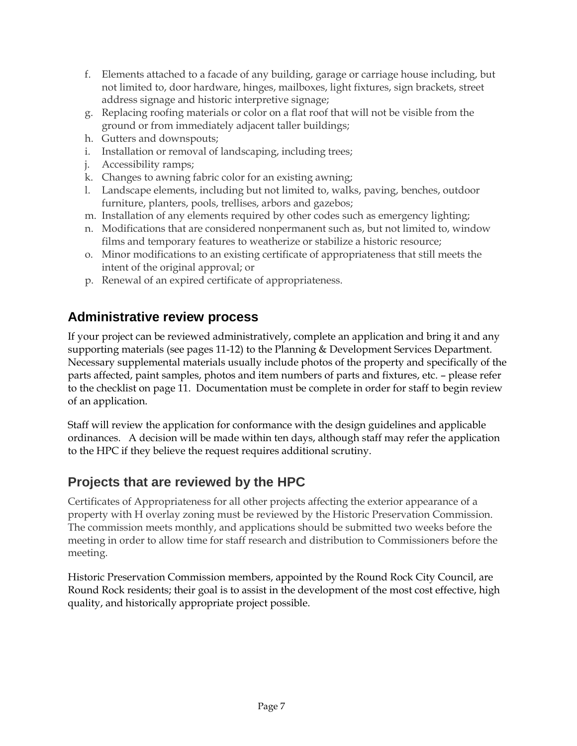f. Elements attached to a facade of any building, garage or carriage house including, but not limited to, door hardware, hinges, mailboxes, light fixtures, sign brackets, street address signage and historic interpretive signage;
g. Replacing roofing materials or color on a flat roof that will not be visible from the ground or from immediately adjacent taller buildings;
h. Gutters and downspouts;
i. Installation or removal of landscaping, including trees;
j. Accessibility ramps;
k. Changes to awning fabric color for an existing awning;
l. Landscape elements, including but not limited to, walks, paving, benches, outdoor furniture, planters, pools, trellises, arbors and gazebos;
m. Installation of any elements required by other codes such as emergency lighting;
n. Modifications that are considered nonpermanent such as, but not limited to, window films and temporary features to weatherize or stabilize a historic resource;
o. Minor modifications to an existing certificate of appropriateness that still meets the intent of the original approval; or
p. Renewal of an expired certificate of appropriateness.

## Administrative review process

If your project can be reviewed administratively, complete an application and bring it and any supporting materials (see pages 11-12) to the Planning & Development Services Department. Necessary supplemental materials usually include photos of the property and specifically of the parts affected, paint samples, photos and item numbers of parts and fixtures, etc. – please refer to the checklist on page 11. Documentation must be complete in order for staff to begin review of an application.

Staff will review the application for conformance with the design guidelines and applicable ordinances. A decision will be made within ten days, although staff may refer the application to the HPC if they believe the request requires additional scrutiny.

## Projects that are reviewed by the HPC

Certificates of Appropriateness for all other projects affecting the exterior appearance of a property with H overlay zoning must be reviewed by the Historic Preservation Commission. The commission meets monthly, and applications should be submitted two weeks before the meeting in order to allow time for staff research and distribution to Commissioners before the meeting.

Historic Preservation Commission members, appointed by the Round Rock City Council, are Round Rock residents; their goal is to assist in the development of the most cost effective, high quality, and historically appropriate project possible.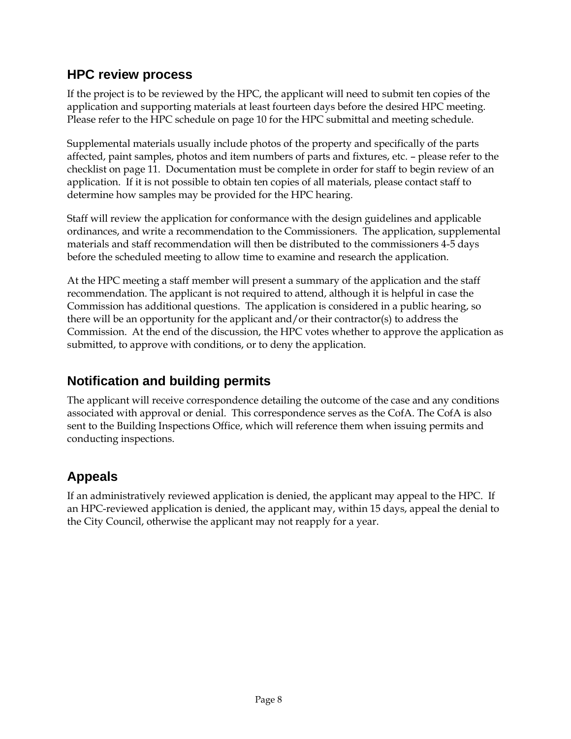## HPC review process

If the project is to be reviewed by the HPC, the applicant will need to submit ten copies of the application and supporting materials at least fourteen days before the desired HPC meeting. Please refer to the HPC schedule on page 10 for the HPC submittal and meeting schedule.

Supplemental materials usually include photos of the property and specifically of the parts affected, paint samples, photos and item numbers of parts and fixtures, etc. – please refer to the checklist on page 11. Documentation must be complete in order for staff to begin review of an application. If it is not possible to obtain ten copies of all materials, please contact staff to determine how samples may be provided for the HPC hearing.

Staff will review the application for conformance with the design guidelines and applicable ordinances, and write a recommendation to the Commissioners. The application, supplemental materials and staff recommendation will then be distributed to the commissioners 4-5 days before the scheduled meeting to allow time to examine and research the application.

At the HPC meeting a staff member will present a summary of the application and the staff recommendation. The applicant is not required to attend, although it is helpful in case the Commission has additional questions. The application is considered in a public hearing, so there will be an opportunity for the applicant and/or their contractor(s) to address the Commission. At the end of the discussion, the HPC votes whether to approve the application as submitted, to approve with conditions, or to deny the application.

## Notification and building permits

The applicant will receive correspondence detailing the outcome of the case and any conditions associated with approval or denial. This correspondence serves as the CofA. The CofA is also sent to the Building Inspections Office, which will reference them when issuing permits and conducting inspections.

## Appeals

If an administratively reviewed application is denied, the applicant may appeal to the HPC. If an HPC-reviewed application is denied, the applicant may, within 15 days, appeal the denial to the City Council, otherwise the applicant may not reapply for a year.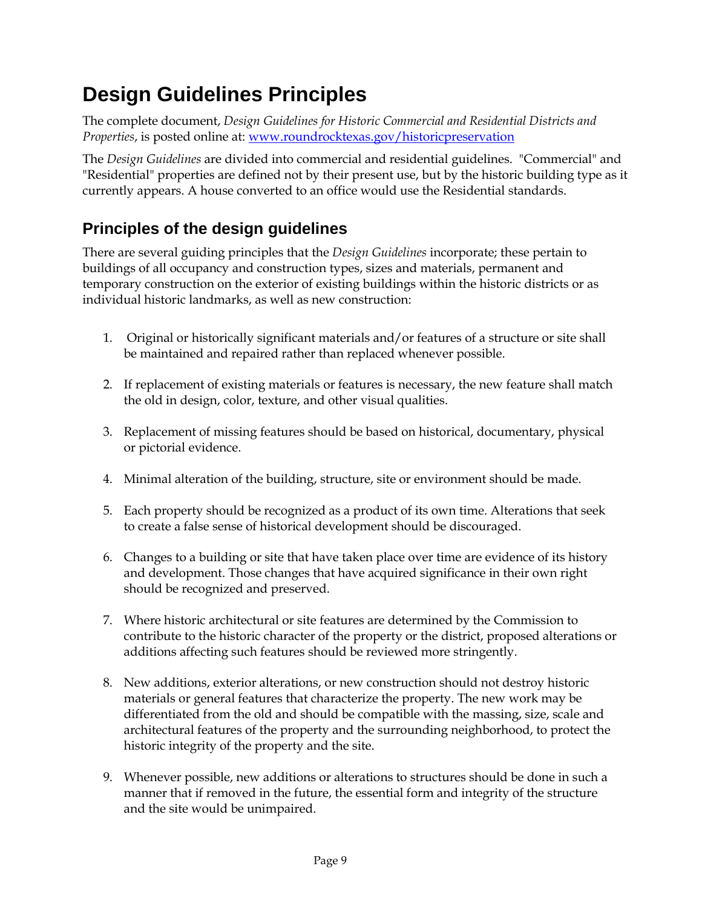# Design Guidelines Principles

The complete document, *Design Guidelines for Historic Commercial and Residential Districts and Properties*, is posted online at: [www.roundrocktexas.gov/historicpreservation](www.roundrocktexas.gov/historicpreservation)

The *Design Guidelines* are divided into commercial and residential guidelines. "Commercial" and "Residential" properties are defined not by their present use, but by the historic building type as it currently appears. A house converted to an office would use the Residential standards.

## Principles of the design guidelines

There are several guiding principles that the *Design Guidelines* incorporate; these pertain to buildings of all occupancy and construction types, sizes and materials, permanent and temporary construction on the exterior of existing buildings within the historic districts or as individual historic landmarks, as well as new construction:

1. Original or historically significant materials and/or features of a structure or site shall be maintained and repaired rather than replaced whenever possible.

2. If replacement of existing materials or features is necessary, the new feature shall match the old in design, color, texture, and other visual qualities.

3. Replacement of missing features should be based on historical, documentary, physical or pictorial evidence.

4. Minimal alteration of the building, structure, site or environment should be made.

5. Each property should be recognized as a product of its own time. Alterations that seek to create a false sense of historical development should be discouraged.

6. Changes to a building or site that have taken place over time are evidence of its history and development. Those changes that have acquired significance in their own right should be recognized and preserved.

7. Where historic architectural or site features are determined by the Commission to contribute to the historic character of the property or the district, proposed alterations or additions affecting such features should be reviewed more stringently.

8. New additions, exterior alterations, or new construction should not destroy historic materials or general features that characterize the property. The new work may be differentiated from the old and should be compatible with the massing, size, scale and architectural features of the property and the surrounding neighborhood, to protect the historic integrity of the property and the site.

9. Whenever possible, new additions or alterations to structures should be done in such a manner that if removed in the future, the essential form and integrity of the structure and the site would be unimpaired.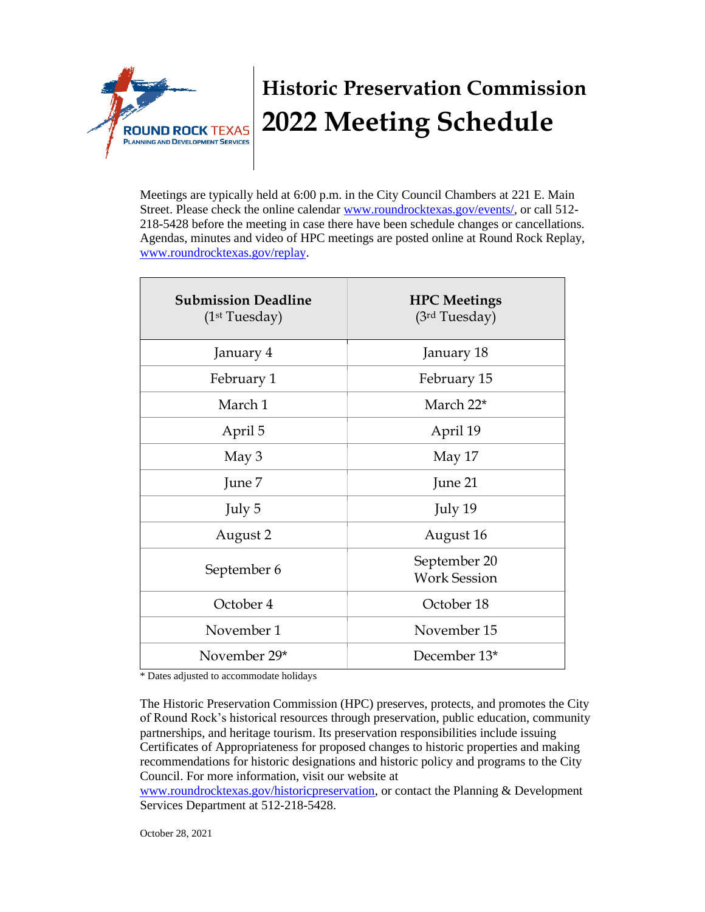ROUND ROCK TEXAS
PLANNING AND DEVELOPMENT SERVICES

# Historic Preservation Commission
# 2022 Meeting Schedule

Meetings are typically held at 6:00 p.m. in the City Council Chambers at 221 E. Main Street. Please check the online calendar www.roundrocktexas.gov/events/, or call 512-218-5428 before the meeting in case there have been schedule changes or cancellations. Agendas, minutes and video of HPC meetings are posted online at Round Rock Replay, www.roundrocktexas.gov/replay.

| **Submission Deadline** (1st Tuesday) | **HPC Meetings** (3rd Tuesday) |
|---|---|
| January 4 | January 18 |
| February 1 | February 15 |
| March 1 | March 22* |
| April 5 | April 19 |
| May 3 | May 17 |
| June 7 | June 21 |
| July 5 | July 19 |
| August 2 | August 16 |
| September 6 | September 20 Work Session |
| October 4 | October 18 |
| November 1 | November 15 |
| November 29* | December 13* |

* Dates adjusted to accommodate holidays

The Historic Preservation Commission (HPC) preserves, protects, and promotes the City of Round Rock's historical resources through preservation, public education, community partnerships, and heritage tourism. Its preservation responsibilities include issuing Certificates of Appropriateness for proposed changes to historic properties and making recommendations for historic designations and historic policy and programs to the City Council. For more information, visit our website at www.roundrocktexas.gov/historicpreservation, or contact the Planning & Development Services Department at 512-218-5428.

October 28, 2021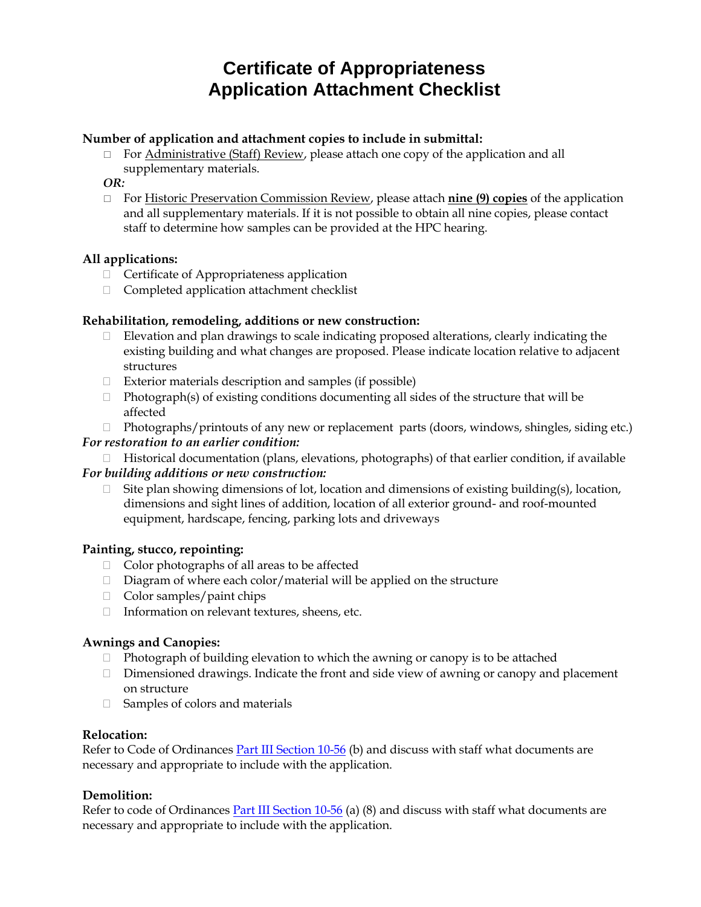# Certificate of Appropriateness
# Application Attachment Checklist

**Number of application and attachment copies to include in submittal:**

- ☐ For Administrative (Staff) Review, please attach one copy of the application and all supplementary materials.

*OR:*

- ☐ For Historic Preservation Commission Review, please attach **nine (9) copies** of the application and all supplementary materials. If it is not possible to obtain all nine copies, please contact staff to determine how samples can be provided at the HPC hearing.

**All applications:**

- ☐ Certificate of Appropriateness application
- ☐ Completed application attachment checklist

**Rehabilitation, remodeling, additions or new construction:**

- ☐ Elevation and plan drawings to scale indicating proposed alterations, clearly indicating the existing building and what changes are proposed. Please indicate location relative to adjacent structures
- ☐ Exterior materials description and samples (if possible)
- ☐ Photograph(s) of existing conditions documenting all sides of the structure that will be affected
- ☐ Photographs/printouts of any new or replacement parts (doors, windows, shingles, siding etc.)

***For restoration to an earlier condition:***

- ☐ Historical documentation (plans, elevations, photographs) of that earlier condition, if available

***For building additions or new construction:***

- ☐ Site plan showing dimensions of lot, location and dimensions of existing building(s), location, dimensions and sight lines of addition, location of all exterior ground- and roof-mounted equipment, hardscape, fencing, parking lots and driveways

**Painting, stucco, repointing:**

- ☐ Color photographs of all areas to be affected
- ☐ Diagram of where each color/material will be applied on the structure
- ☐ Color samples/paint chips
- ☐ Information on relevant textures, sheens, etc.

**Awnings and Canopies:**

- ☐ Photograph of building elevation to which the awning or canopy is to be attached
- ☐ Dimensioned drawings. Indicate the front and side view of awning or canopy and placement on structure
- ☐ Samples of colors and materials

**Relocation:**

Refer to Code of Ordinances Part III Section 10-56 (b) and discuss with staff what documents are necessary and appropriate to include with the application.

**Demolition:**

Refer to code of Ordinances Part III Section 10-56 (a) (8) and discuss with staff what documents are necessary and appropriate to include with the application.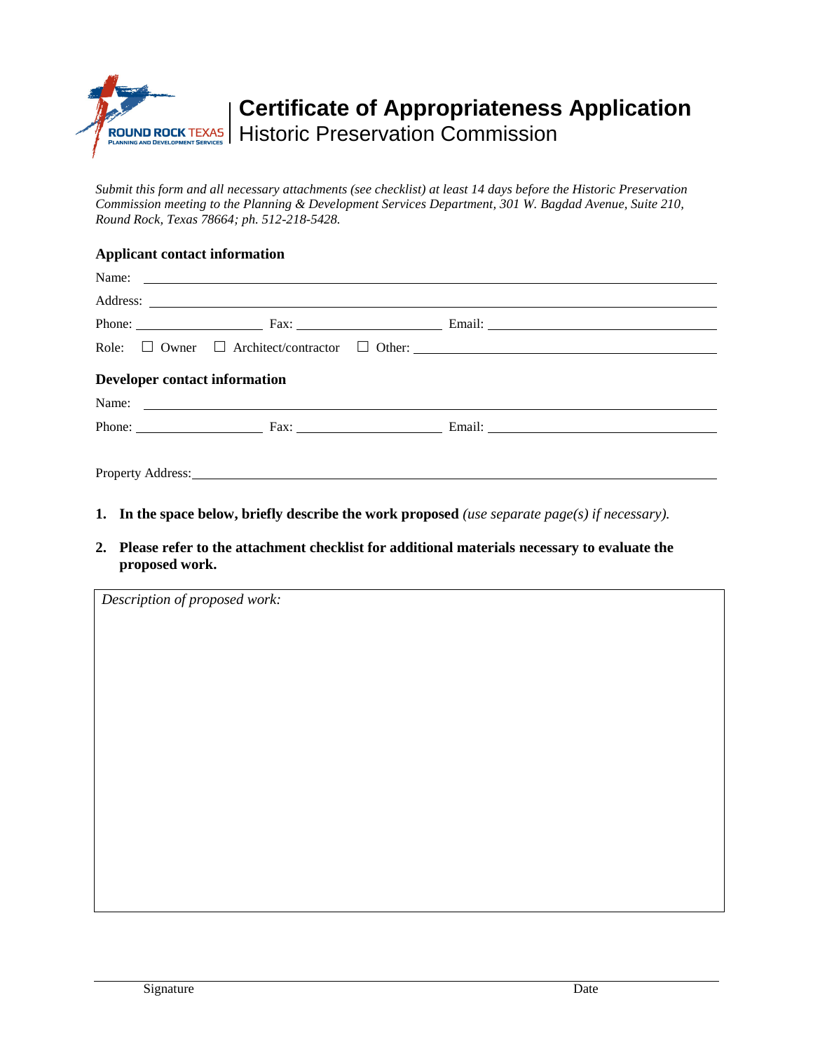ROUND ROCK TEXAS
PLANNING AND DEVELOPMENT SERVICES

# Certificate of Appropriateness Application

## Historic Preservation Commission

*Submit this form and all necessary attachments (see checklist) at least 14 days before the Historic Preservation Commission meeting to the Planning & Development Services Department, 301 W. Bagdad Avenue, Suite 210, Round Rock, Texas 78664; ph. 512-218-5428.*

### Applicant contact information

Name: ______________________________________________

Address: ______________________________________________

Phone: ________________ Fax: ________________ Email: ________________

Role: ☐ Owner ☐ Architect/contractor ☐ Other: ________________

### Developer contact information

Name: ______________________________________________

Phone: ________________ Fax: ________________ Email: ________________

Property Address: ______________________________________________

1. **In the space below, briefly describe the work proposed** *(use separate page(s) if necessary).*
2. **Please refer to the attachment checklist for additional materials necessary to evaluate the proposed work.**

*Description of proposed work:*

&nbsp;

&nbsp;

&nbsp;

______________________________ ______________________________

Signature Date